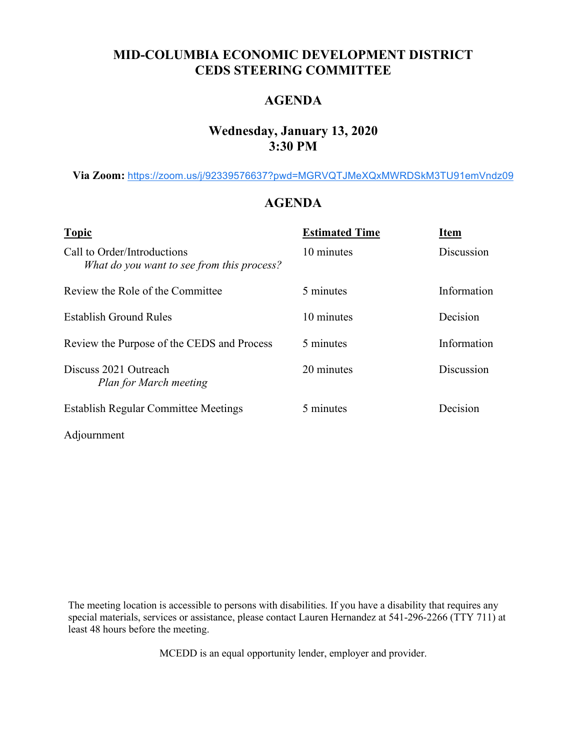# MID-COLUMBIA ECONOMIC DEVELOPMENT DISTRICT
# CEDS STEERING COMMITTEE

## AGENDA

### Wednesday, January 13, 2020
### 3:30 PM

**Via Zoom:** https://zoom.us/j/92339576637?pwd=MGRVQTJMeXQxMWRDSkM3TU91emVndz09

## AGENDA

| Topic | Estimated Time | Item |
|---|---|---|
| Call to Order/Introductions<br>*What do you want to see from this process?* | 10 minutes | Discussion |
| Review the Role of the Committee | 5 minutes | Information |
| Establish Ground Rules | 10 minutes | Decision |
| Review the Purpose of the CEDS and Process | 5 minutes | Information |
| Discuss 2021 Outreach<br>*Plan for March meeting* | 20 minutes | Discussion |
| Establish Regular Committee Meetings | 5 minutes | Decision |
| Adjournment | | |

The meeting location is accessible to persons with disabilities. If you have a disability that requires any special materials, services or assistance, please contact Lauren Hernandez at 541-296-2266 (TTY 711) at least 48 hours before the meeting.

MCEDD is an equal opportunity lender, employer and provider.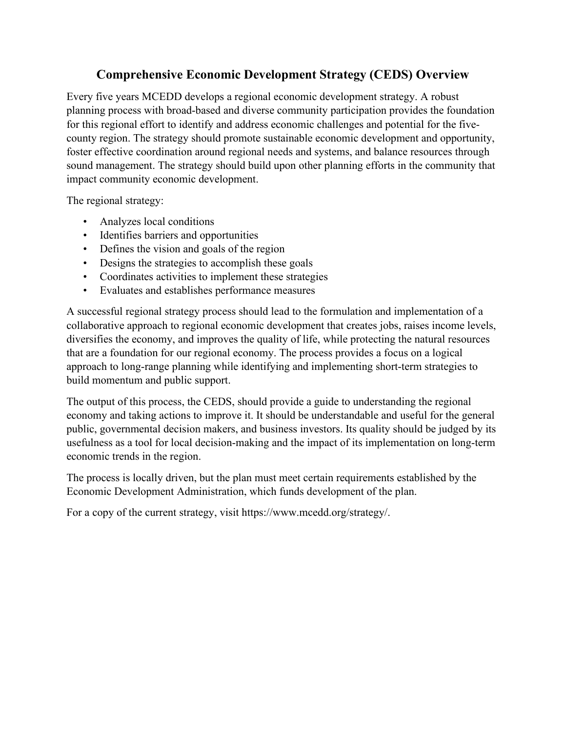# Comprehensive Economic Development Strategy (CEDS) Overview

Every five years MCEDD develops a regional economic development strategy. A robust planning process with broad-based and diverse community participation provides the foundation for this regional effort to identify and address economic challenges and potential for the five-county region. The strategy should promote sustainable economic development and opportunity, foster effective coordination around regional needs and systems, and balance resources through sound management. The strategy should build upon other planning efforts in the community that impact community economic development.

The regional strategy:

- Analyzes local conditions
- Identifies barriers and opportunities
- Defines the vision and goals of the region
- Designs the strategies to accomplish these goals
- Coordinates activities to implement these strategies
- Evaluates and establishes performance measures

A successful regional strategy process should lead to the formulation and implementation of a collaborative approach to regional economic development that creates jobs, raises income levels, diversifies the economy, and improves the quality of life, while protecting the natural resources that are a foundation for our regional economy. The process provides a focus on a logical approach to long-range planning while identifying and implementing short-term strategies to build momentum and public support.

The output of this process, the CEDS, should provide a guide to understanding the regional economy and taking actions to improve it. It should be understandable and useful for the general public, governmental decision makers, and business investors. Its quality should be judged by its usefulness as a tool for local decision-making and the impact of its implementation on long-term economic trends in the region.

The process is locally driven, but the plan must meet certain requirements established by the Economic Development Administration, which funds development of the plan.

For a copy of the current strategy, visit https://www.mcedd.org/strategy/.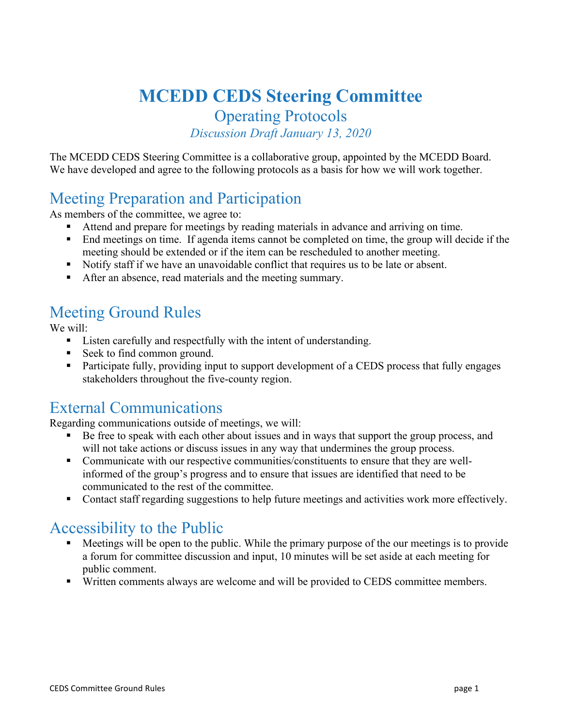# MCEDD CEDS Steering Committee

## Operating Protocols

*Discussion Draft January 13, 2020*

The MCEDD CEDS Steering Committee is a collaborative group, appointed by the MCEDD Board. We have developed and agree to the following protocols as a basis for how we will work together.

## Meeting Preparation and Participation

As members of the committee, we agree to:

- Attend and prepare for meetings by reading materials in advance and arriving on time.
- End meetings on time. If agenda items cannot be completed on time, the group will decide if the meeting should be extended or if the item can be rescheduled to another meeting.
- Notify staff if we have an unavoidable conflict that requires us to be late or absent.
- After an absence, read materials and the meeting summary.

## Meeting Ground Rules

We will:

- Listen carefully and respectfully with the intent of understanding.
- Seek to find common ground.
- Participate fully, providing input to support development of a CEDS process that fully engages stakeholders throughout the five-county region.

## External Communications

Regarding communications outside of meetings, we will:

- Be free to speak with each other about issues and in ways that support the group process, and will not take actions or discuss issues in any way that undermines the group process.
- Communicate with our respective communities/constituents to ensure that they are well-informed of the group's progress and to ensure that issues are identified that need to be communicated to the rest of the committee.
- Contact staff regarding suggestions to help future meetings and activities work more effectively.

## Accessibility to the Public

- Meetings will be open to the public. While the primary purpose of the our meetings is to provide a forum for committee discussion and input, 10 minutes will be set aside at each meeting for public comment.
- Written comments always are welcome and will be provided to CEDS committee members.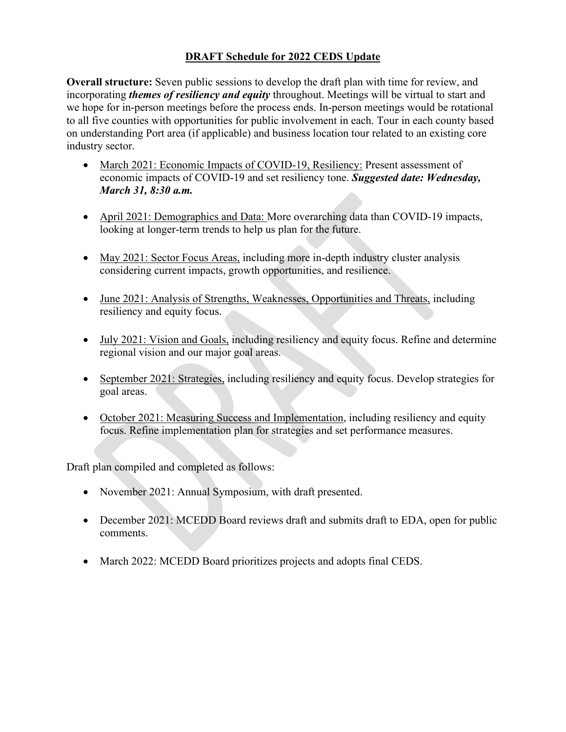# DRAFT Schedule for 2022 CEDS Update

**Overall structure:** Seven public sessions to develop the draft plan with time for review, and incorporating ***themes of resiliency and equity*** throughout. Meetings will be virtual to start and we hope for in-person meetings before the process ends. In-person meetings would be rotational to all five counties with opportunities for public involvement in each. Tour in each county based on understanding Port area (if applicable) and business location tour related to an existing core industry sector.

- <u>March 2021: Economic Impacts of COVID-19, Resiliency:</u> Present assessment of economic impacts of COVID-19 and set resiliency tone. ***Suggested date: Wednesday, March 31, 8:30 a.m.***
- <u>April 2021: Demographics and Data:</u> More overarching data than COVID-19 impacts, looking at longer-term trends to help us plan for the future.
- <u>May 2021: Sector Focus Areas,</u> including more in-depth industry cluster analysis considering current impacts, growth opportunities, and resilience.
- <u>June 2021: Analysis of Strengths, Weaknesses, Opportunities and Threats,</u> including resiliency and equity focus.
- <u>July 2021: Vision and Goals,</u> including resiliency and equity focus. Refine and determine regional vision and our major goal areas.
- <u>September 2021: Strategies,</u> including resiliency and equity focus. Develop strategies for goal areas.
- <u>October 2021: Measuring Success and Implementation</u>, including resiliency and equity focus. Refine implementation plan for strategies and set performance measures.

Draft plan compiled and completed as follows:

- November 2021: Annual Symposium, with draft presented.
- December 2021: MCEDD Board reviews draft and submits draft to EDA, open for public comments.
- March 2022: MCEDD Board prioritizes projects and adopts final CEDS.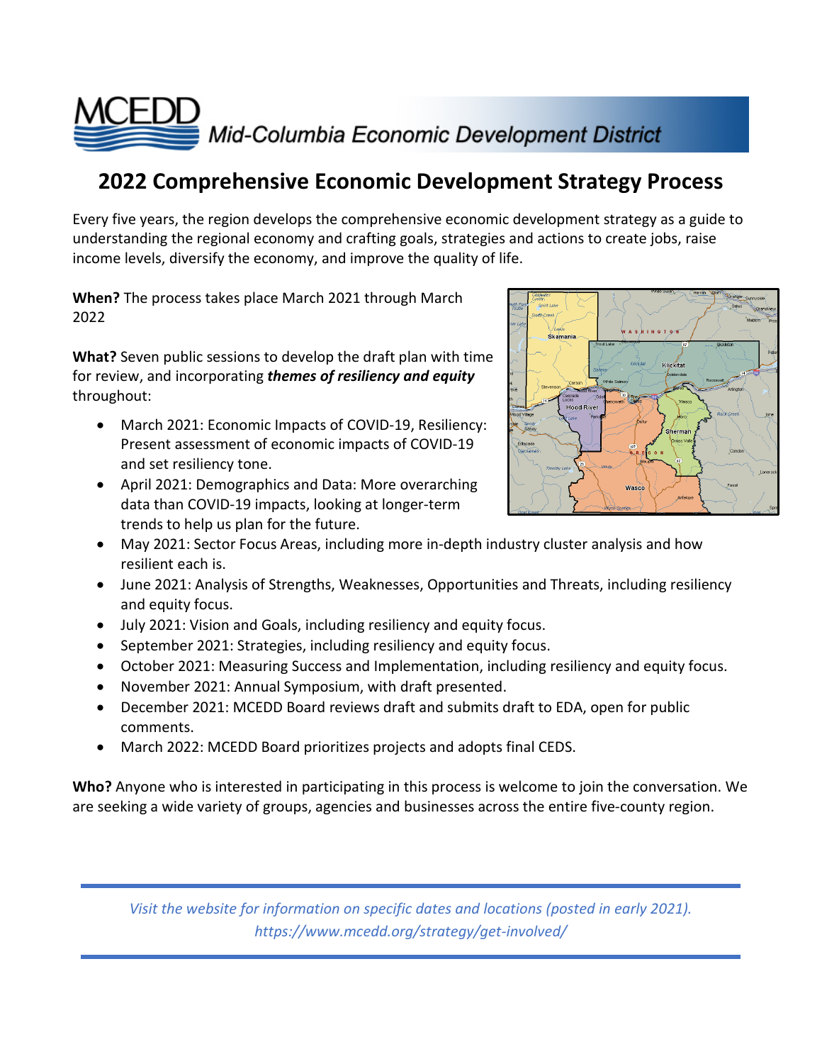MCEDD Mid-Columbia Economic Development District

# 2022 Comprehensive Economic Development Strategy Process

Every five years, the region develops the comprehensive economic development strategy as a guide to understanding the regional economy and crafting goals, strategies and actions to create jobs, raise income levels, diversify the economy, and improve the quality of life.

**When?** The process takes place March 2021 through March 2022

**What?** Seven public sessions to develop the draft plan with time for review, and incorporating ***themes of resiliency and equity*** throughout:

- March 2021: Economic Impacts of COVID-19, Resiliency: Present assessment of economic impacts of COVID-19 and set resiliency tone.
- April 2021: Demographics and Data: More overarching data than COVID-19 impacts, looking at longer-term trends to help us plan for the future.
- May 2021: Sector Focus Areas, including more in-depth industry cluster analysis and how resilient each is.
- June 2021: Analysis of Strengths, Weaknesses, Opportunities and Threats, including resiliency and equity focus.
- July 2021: Vision and Goals, including resiliency and equity focus.
- September 2021: Strategies, including resiliency and equity focus.
- October 2021: Measuring Success and Implementation, including resiliency and equity focus.
- November 2021: Annual Symposium, with draft presented.
- December 2021: MCEDD Board reviews draft and submits draft to EDA, open for public comments.
- March 2022: MCEDD Board prioritizes projects and adopts final CEDS.

**Who?** Anyone who is interested in participating in this process is welcome to join the conversation. We are seeking a wide variety of groups, agencies and businesses across the entire five-county region.

*Visit the website for information on specific dates and locations (posted in early 2021).*
*https://www.mcedd.org/strategy/get-involved/*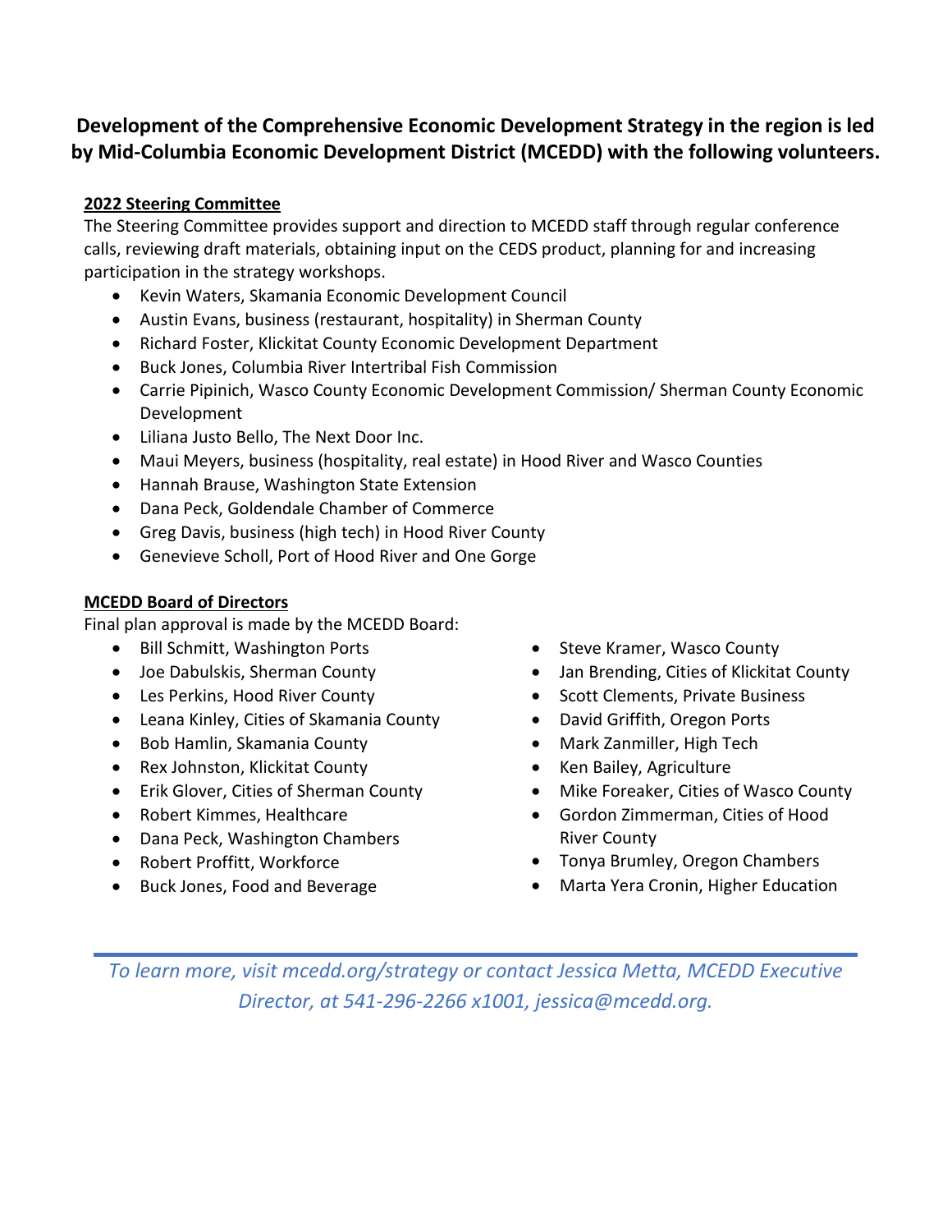**Development of the Comprehensive Economic Development Strategy in the region is led by Mid-Columbia Economic Development District (MCEDD) with the following volunteers.**

**2022 Steering Committee**

The Steering Committee provides support and direction to MCEDD staff through regular conference calls, reviewing draft materials, obtaining input on the CEDS product, planning for and increasing participation in the strategy workshops.

- Kevin Waters, Skamania Economic Development Council
- Austin Evans, business (restaurant, hospitality) in Sherman County
- Richard Foster, Klickitat County Economic Development Department
- Buck Jones, Columbia River Intertribal Fish Commission
- Carrie Pipinich, Wasco County Economic Development Commission/ Sherman County Economic Development
- Liliana Justo Bello, The Next Door Inc.
- Maui Meyers, business (hospitality, real estate) in Hood River and Wasco Counties
- Hannah Brause, Washington State Extension
- Dana Peck, Goldendale Chamber of Commerce
- Greg Davis, business (high tech) in Hood River County
- Genevieve Scholl, Port of Hood River and One Gorge

**MCEDD Board of Directors**

Final plan approval is made by the MCEDD Board:

- Bill Schmitt, Washington Ports
- Joe Dabulskis, Sherman County
- Les Perkins, Hood River County
- Leana Kinley, Cities of Skamania County
- Bob Hamlin, Skamania County
- Rex Johnston, Klickitat County
- Erik Glover, Cities of Sherman County
- Robert Kimmes, Healthcare
- Dana Peck, Washington Chambers
- Robert Proffitt, Workforce
- Buck Jones, Food and Beverage
- Steve Kramer, Wasco County
- Jan Brending, Cities of Klickitat County
- Scott Clements, Private Business
- David Griffith, Oregon Ports
- Mark Zanmiller, High Tech
- Ken Bailey, Agriculture
- Mike Foreaker, Cities of Wasco County
- Gordon Zimmerman, Cities of Hood River County
- Tonya Brumley, Oregon Chambers
- Marta Yera Cronin, Higher Education

*To learn more, visit mcedd.org/strategy or contact Jessica Metta, MCEDD Executive Director, at 541-296-2266 x1001, jessica@mcedd.org.*